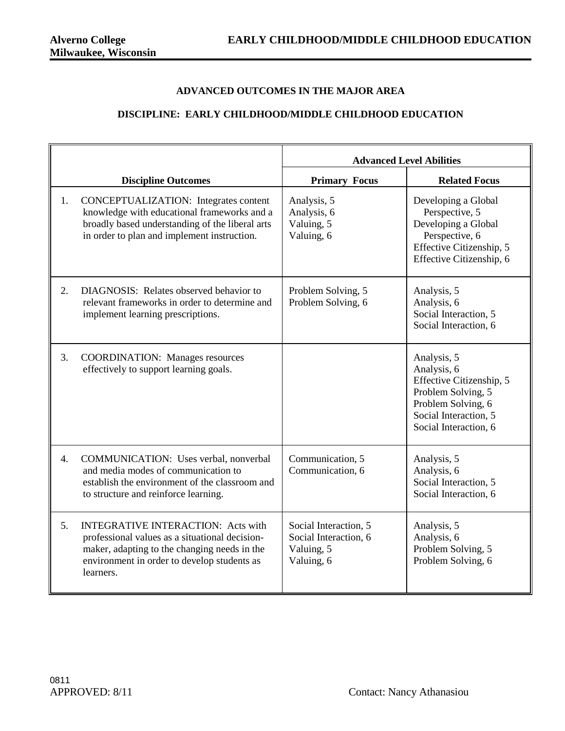**Alverno College**
**Milwaukee, Wisconsin**

**EARLY CHILDHOOD/MIDDLE CHILDHOOD EDUCATION**

## ADVANCED OUTCOMES IN THE MAJOR AREA

## DISCIPLINE: EARLY CHILDHOOD/MIDDLE CHILDHOOD EDUCATION

| | Advanced Level Abilities | |
|---|---|---|
| **Discipline Outcomes** | **Primary Focus** | **Related Focus** |
| 1. CONCEPTUALIZATION: Integrates content knowledge with educational frameworks and a broadly based understanding of the liberal arts in order to plan and implement instruction. | Analysis, 5<br>Analysis, 6<br>Valuing, 5<br>Valuing, 6 | Developing a Global Perspective, 5<br>Developing a Global Perspective, 6<br>Effective Citizenship, 5<br>Effective Citizenship, 6 |
| 2. DIAGNOSIS: Relates observed behavior to relevant frameworks in order to determine and implement learning prescriptions. | Problem Solving, 5<br>Problem Solving, 6 | Analysis, 5<br>Analysis, 6<br>Social Interaction, 5<br>Social Interaction, 6 |
| 3. COORDINATION: Manages resources effectively to support learning goals. | | Analysis, 5<br>Analysis, 6<br>Effective Citizenship, 5<br>Problem Solving, 5<br>Problem Solving, 6<br>Social Interaction, 5<br>Social Interaction, 6 |
| 4. COMMUNICATION: Uses verbal, nonverbal and media modes of communication to establish the environment of the classroom and to structure and reinforce learning. | Communication, 5<br>Communication, 6 | Analysis, 5<br>Analysis, 6<br>Social Interaction, 5<br>Social Interaction, 6 |
| 5. INTEGRATIVE INTERACTION: Acts with professional values as a situational decision-maker, adapting to the changing needs in the environment in order to develop students as learners. | Social Interaction, 5<br>Social Interaction, 6<br>Valuing, 5<br>Valuing, 6 | Analysis, 5<br>Analysis, 6<br>Problem Solving, 5<br>Problem Solving, 6 |

0811
APPROVED: 8/11

Contact: Nancy Athanasiou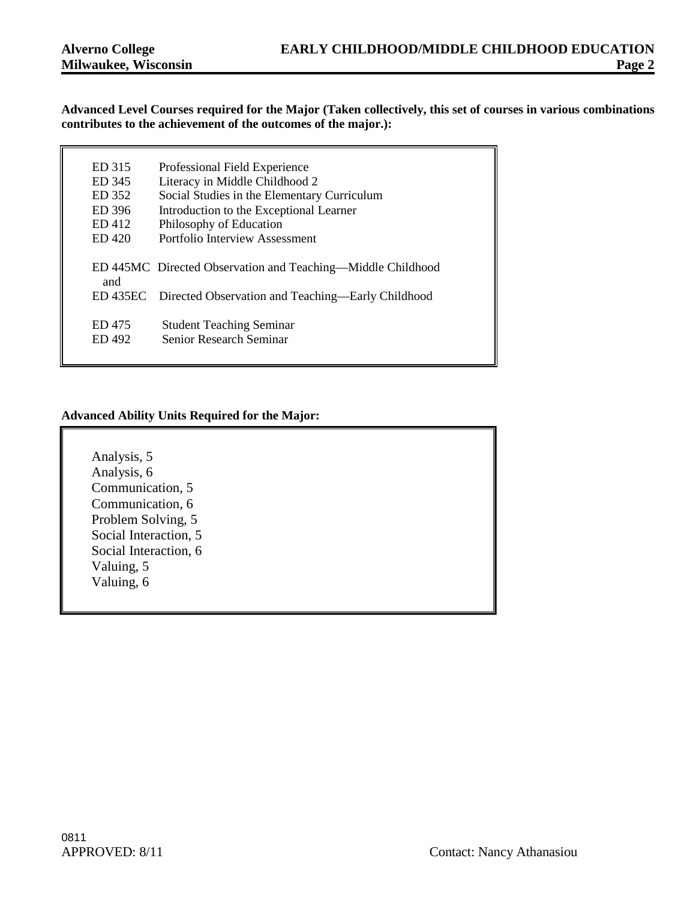**Advanced Level Courses required for the Major (Taken collectively, this set of courses in various combinations contributes to the achievement of the outcomes of the major.):**

| | |
|---|---|
| ED 315 | Professional Field Experience |
| ED 345 | Literacy in Middle Childhood 2 |
| ED 352 | Social Studies in the Elementary Curriculum |
| ED 396 | Introduction to the Exceptional Learner |
| ED 412 | Philosophy of Education |
| ED 420 | Portfolio Interview Assessment |
| ED 445MC | Directed Observation and Teaching—Middle Childhood |
| and | |
| ED 435EC | Directed Observation and Teaching—Early Childhood |
| ED 475 | Student Teaching Seminar |
| ED 492 | Senior Research Seminar |

**Advanced Ability Units Required for the Major:**

Analysis, 5
Analysis, 6
Communication, 5
Communication, 6
Problem Solving, 5
Social Interaction, 5
Social Interaction, 6
Valuing, 5
Valuing, 6

0811
APPROVED: 8/11

Contact: Nancy Athanasiou